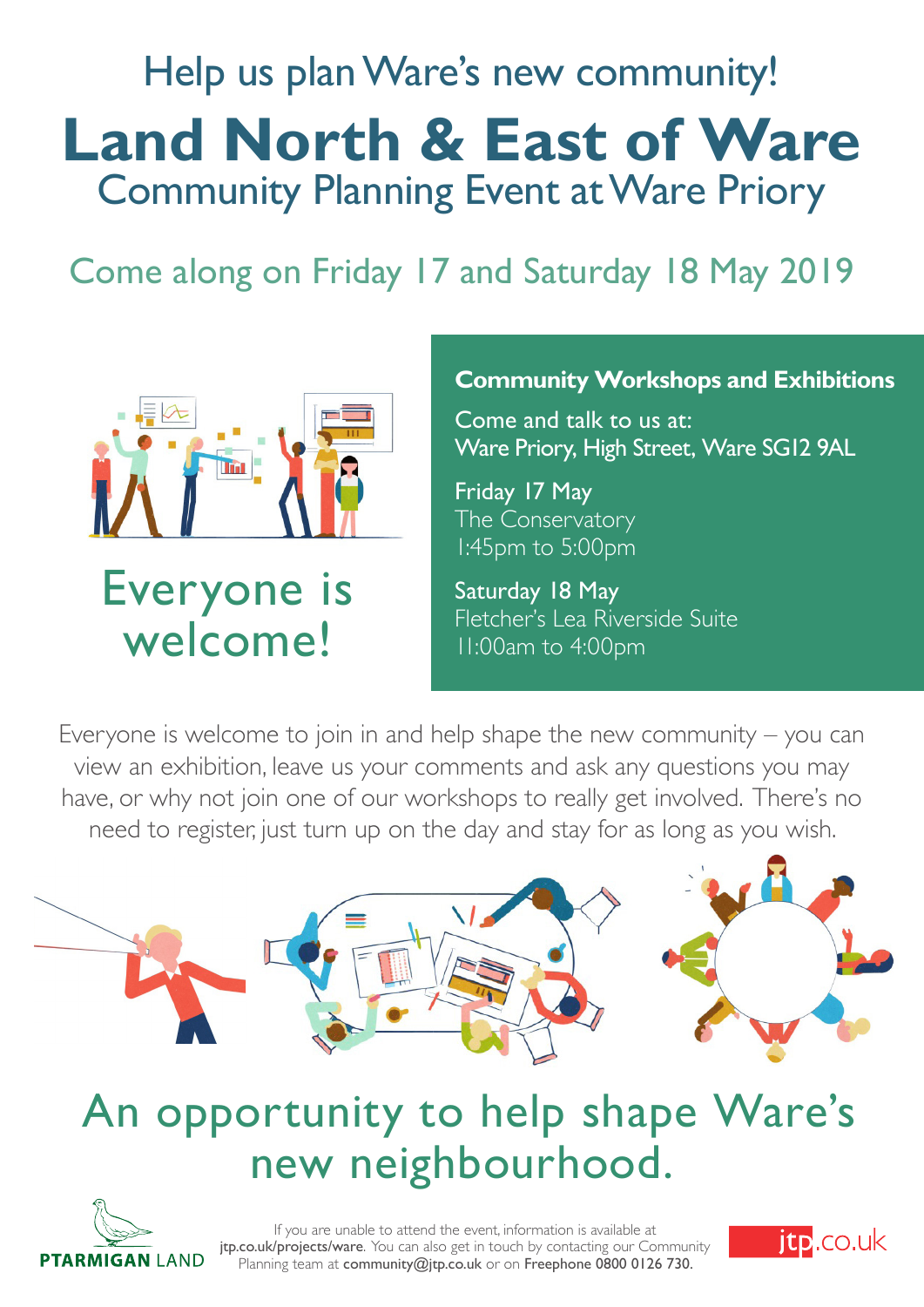Help us plan Ware's new community!

# Land North & East of Ware

## Community Planning Event at Ware Priory

### Come along on Friday 17 and Saturday 18 May 2019

## Everyone is welcome!

### Community Workshops and Exhibitions

Come and talk to us at:
Ware Priory, High Street, Ware SG12 9AL

**Friday 17 May**
The Conservatory
1:45pm to 5:00pm

**Saturday 18 May**
Fletcher's Lea Riverside Suite
11:00am to 4:00pm

Everyone is welcome to join in and help shape the new community – you can view an exhibition, leave us your comments and ask any questions you may have, or why not join one of our workshops to really get involved. There's no need to register, just turn up on the day and stay for as long as you wish.

## An opportunity to help shape Ware's new neighbourhood.

PTARMIGAN LAND

If you are unable to attend the event, information is available at **jtp.co.uk/projects/ware**. You can also get in touch by contacting our Community Planning team at **community@jtp.co.uk** or on **Freephone 0800 0126 730**.

jtp.co.uk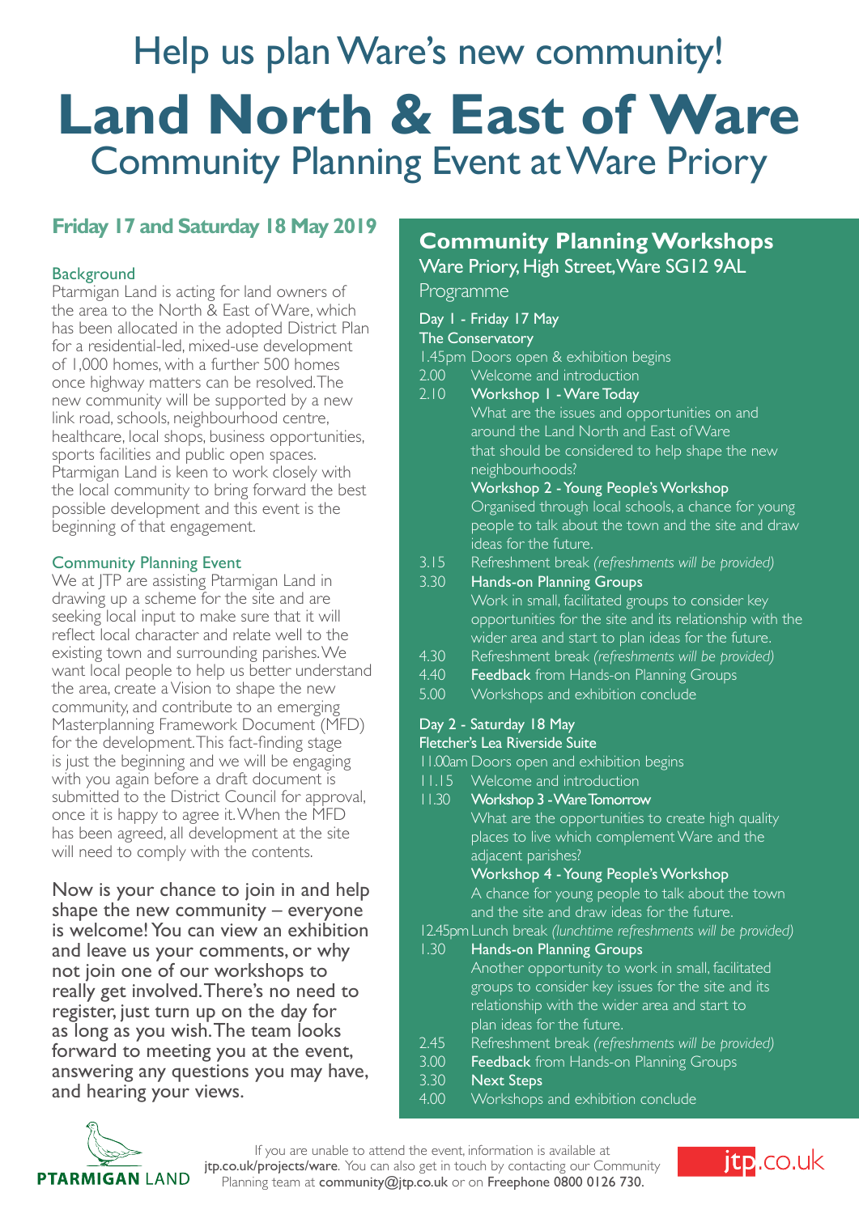# Help us plan Ware's new community!

# Land North & East of Ware

## Community Planning Event at Ware Priory

### Friday 17 and Saturday 18 May 2019

#### Background

Ptarmigan Land is acting for land owners of the area to the North & East of Ware, which has been allocated in the adopted District Plan for a residential-led, mixed-use development of 1,000 homes, with a further 500 homes once highway matters can be resolved. The new community will be supported by a new link road, schools, neighbourhood centre, healthcare, local shops, business opportunities, sports facilities and public open spaces. Ptarmigan Land is keen to work closely with the local community to bring forward the best possible development and this event is the beginning of that engagement.

#### Community Planning Event

We at JTP are assisting Ptarmigan Land in drawing up a scheme for the site and are seeking local input to make sure that it will reflect local character and relate well to the existing town and surrounding parishes. We want local people to help us better understand the area, create a Vision to shape the new community, and contribute to an emerging Masterplanning Framework Document (MFD) for the development. This fact-finding stage is just the beginning and we will be engaging with you again before a draft document is submitted to the District Council for approval, once it is happy to agree it. When the MFD has been agreed, all development at the site will need to comply with the contents.

Now is your chance to join in and help shape the new community – everyone is welcome! You can view an exhibition and leave us your comments, or why not join one of our workshops to really get involved. There's no need to register, just turn up on the day for as long as you wish. The team looks forward to meeting you at the event, answering any questions you may have, and hearing your views.

### Community Planning Workshops

Ware Priory, High Street, Ware SG12 9AL

Programme

**Day 1 - Friday 17 May**
**The Conservatory**

- 1.45pm Doors open & exhibition begins
- 2.00 Welcome and introduction
- 2.10 **Workshop 1 - Ware Today**
  What are the issues and opportunities on and around the Land North and East of Ware that should be considered to help shape the new neighbourhoods?
  **Workshop 2 - Young People's Workshop**
  Organised through local schools, a chance for young people to talk about the town and the site and draw ideas for the future.
- 3.15 Refreshment break *(refreshments will be provided)*
- 3.30 **Hands-on Planning Groups**
  Work in small, facilitated groups to consider key opportunities for the site and its relationship with the wider area and start to plan ideas for the future.
- 4.30 Refreshment break *(refreshments will be provided)*
- 4.40 **Feedback** from Hands-on Planning Groups
- 5.00 Workshops and exhibition conclude

**Day 2 - Saturday 18 May**
**Fletcher's Lea Riverside Suite**

- 11.00am Doors open and exhibition begins
- 11.15 Welcome and introduction
- 11.30 **Workshop 3 - Ware Tomorrow**
  What are the opportunities to create high quality places to live which complement Ware and the adjacent parishes?
  **Workshop 4 - Young People's Workshop**
  A chance for young people to talk about the town and the site and draw ideas for the future.
- 12.45pm Lunch break *(lunchtime refreshments will be provided)*
- 1.30 **Hands-on Planning Groups**
  Another opportunity to work in small, facilitated groups to consider key issues for the site and its relationship with the wider area and start to plan ideas for the future.
- 2.45 Refreshment break *(refreshments will be provided)*
- 3.00 **Feedback** from Hands-on Planning Groups
- 3.30 **Next Steps**
- 4.00 Workshops and exhibition conclude

PTARMIGAN LAND

If you are unable to attend the event, information is available at **jtp.co.uk/projects/ware**. You can also get in touch by contacting our Community Planning team at **community@jtp.co.uk** or on **Freephone 0800 0126 730**.

jtp.co.uk